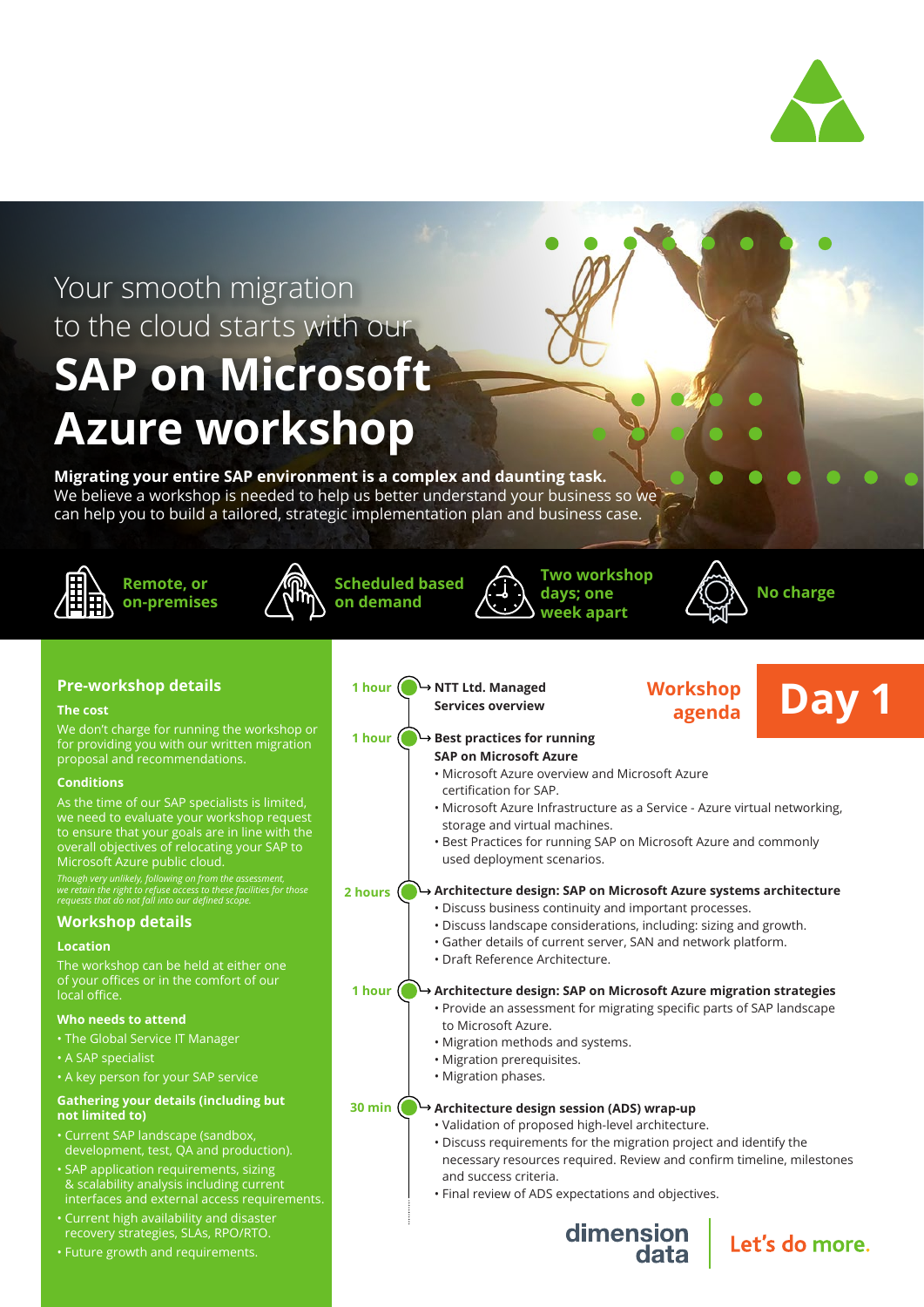Your smooth migration to the cloud starts with our

# SAP on Microsoft Azure workshop

**Migrating your entire SAP environment is a complex and daunting task.** We believe a workshop is needed to help us better understand your business so we can help you to build a tailored, strategic implementation plan and business case.

**Remote, or on-premises**

**Scheduled based on demand**

**Two workshop days; one week apart**

**No charge**

## Pre-workshop details

### The cost

We don't charge for running the workshop or for providing you with our written migration proposal and recommendations.

### Conditions

As the time of our SAP specialists is limited, we need to evaluate your workshop request to ensure that your goals are in line with the overall objectives of relocating your SAP to Microsoft Azure public cloud.

*Though very unlikely, following on from the assessment, we retain the right to refuse access to these facilities for those requests that do not fall into our defined scope.*

## Workshop details

### Location

The workshop can be held at either one of your offices or in the comfort of our local office.

### Who needs to attend

- The Global Service IT Manager
- A SAP specialist
- A key person for your SAP service

### Gathering your details (including but not limited to)

- Current SAP landscape (sandbox, development, test, QA and production).
- SAP application requirements, sizing & scalability analysis including current interfaces and external access requirements.
- Current high availability and disaster recovery strategies, SLAs, RPO/RTO.
- Future growth and requirements.

## Workshop agenda Day 1

**1 hour** — **NTT Ltd. Managed Services overview**

**1 hour** — **Best practices for running SAP on Microsoft Azure**

- Microsoft Azure overview and Microsoft Azure certification for SAP.
- Microsoft Azure Infrastructure as a Service - Azure virtual networking, storage and virtual machines.
- Best Practices for running SAP on Microsoft Azure and commonly used deployment scenarios.

**2 hours** — **Architecture design: SAP on Microsoft Azure systems architecture**

- Discuss business continuity and important processes.
- Discuss landscape considerations, including: sizing and growth.
- Gather details of current server, SAN and network platform.
- Draft Reference Architecture.

**1 hour** — **Architecture design: SAP on Microsoft Azure migration strategies**

- Provide an assessment for migrating specific parts of SAP landscape to Microsoft Azure.
- Migration methods and systems.
- Migration prerequisites.
- Migration phases.

**30 min** — **Architecture design session (ADS) wrap-up**

- Validation of proposed high-level architecture.
- Discuss requirements for the migration project and identify the necessary resources required. Review and confirm timeline, milestones and success criteria.
- Final review of ADS expectations and objectives.

dimension data | Let's do more.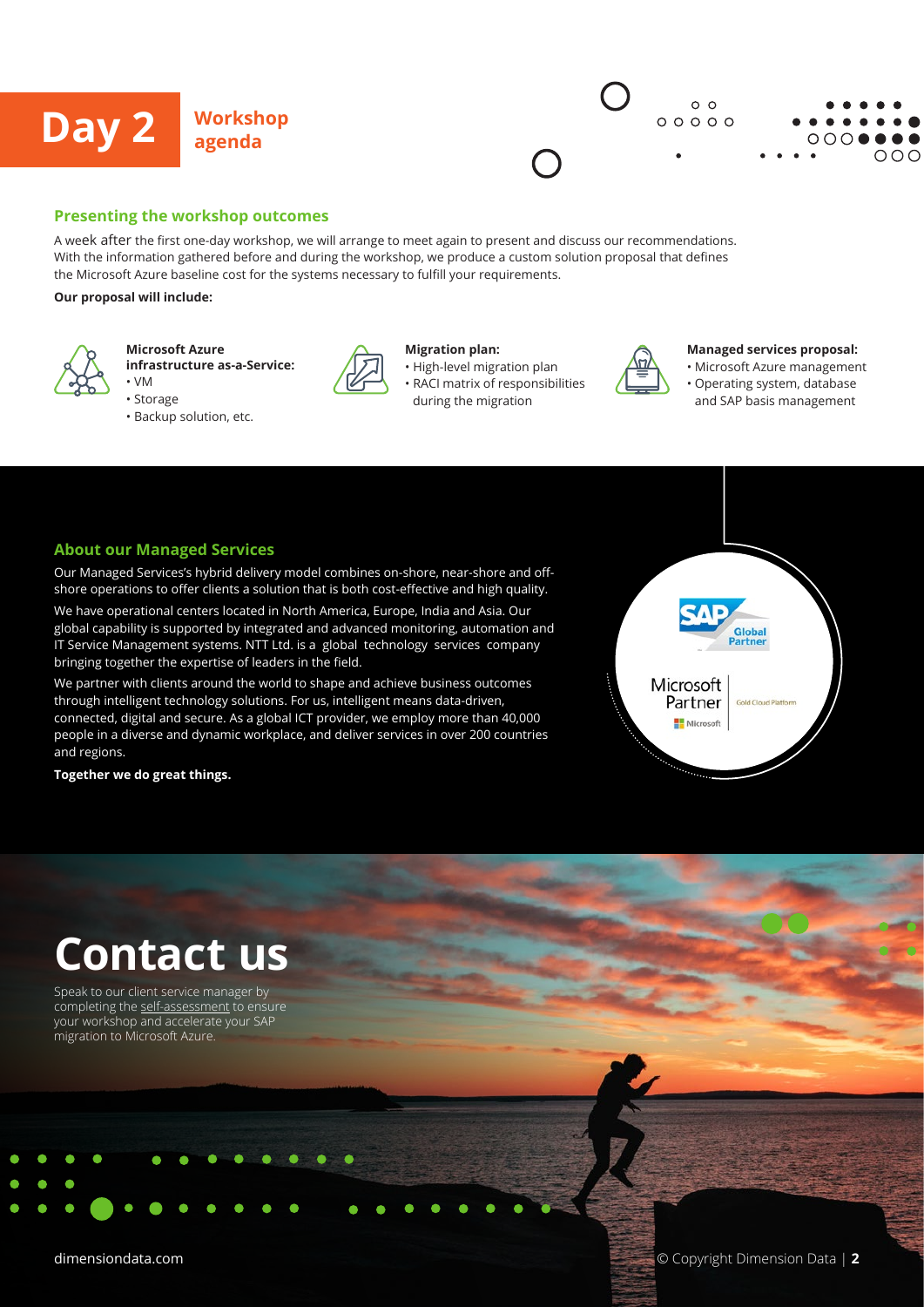# Day 2 Workshop agenda

## Presenting the workshop outcomes

A week after the first one-day workshop, we will arrange to meet again to present and discuss our recommendations. With the information gathered before and during the workshop, we produce a custom solution proposal that defines the Microsoft Azure baseline cost for the systems necessary to fulfill your requirements.

**Our proposal will include:**

**Microsoft Azure infrastructure as-a-Service:**
- VM
- Storage
- Backup solution, etc.

**Migration plan:**
- High-level migration plan
- RACI matrix of responsibilities during the migration

**Managed services proposal:**
- Microsoft Azure management
- Operating system, database and SAP basis management

## About our Managed Services

Our Managed Services's hybrid delivery model combines on-shore, near-shore and off-shore operations to offer clients a solution that is both cost-effective and high quality.

We have operational centers located in North America, Europe, India and Asia. Our global capability is supported by integrated and advanced monitoring, automation and IT Service Management systems. NTT Ltd. is a global technology services company bringing together the expertise of leaders in the field.

We partner with clients around the world to shape and achieve business outcomes through intelligent technology solutions. For us, intelligent means data-driven, connected, digital and secure. As a global ICT provider, we employ more than 40,000 people in a diverse and dynamic workplace, and deliver services in over 200 countries and regions.

**Together we do great things.**

SAP Global Partner

Microsoft Partner — Gold Cloud Platform

# Contact us

Speak to our client service manager by completing the self-assessment to ensure your workshop and accelerate your SAP migration to Microsoft Azure.

dimensiondata.com

© Copyright Dimension Data